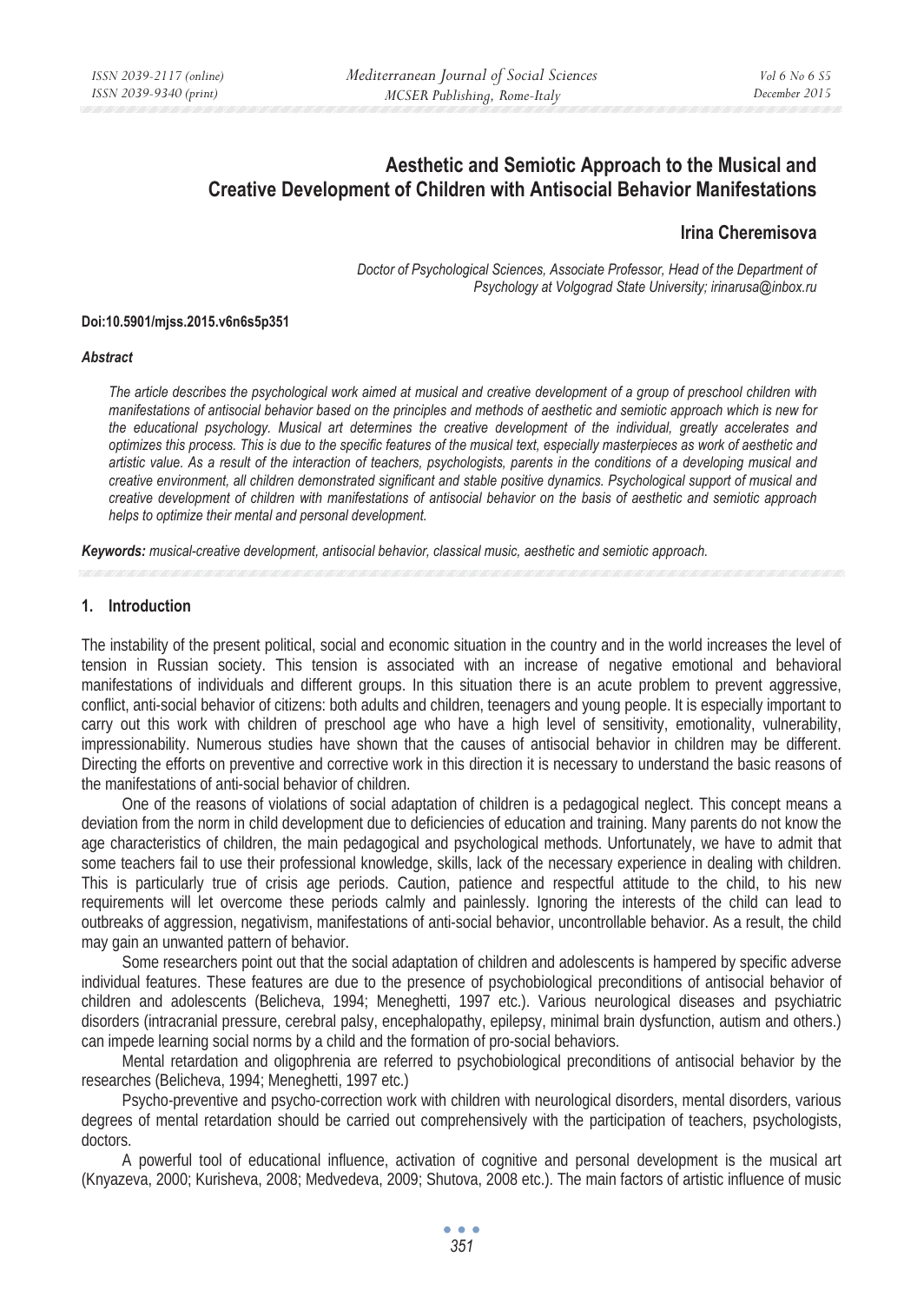# Aesthetic and Semiotic Approach to the Musical and Creative Development of Children with Antisocial Behavior Manifestations

**Irina Cheremisova**

*Doctor of Psychological Sciences, Associate Professor, Head of the Department of Psychology at Volgograd State University; irinarusa@inbox.ru*

**Doi:10.5901/mjss.2015.v6n6s5p351**

***Abstract***

*The article describes the psychological work aimed at musical and creative development of a group of preschool children with manifestations of antisocial behavior based on the principles and methods of aesthetic and semiotic approach which is new for the educational psychology. Musical art determines the creative development of the individual, greatly accelerates and optimizes this process. This is due to the specific features of the musical text, especially masterpieces as work of aesthetic and artistic value. As a result of the interaction of teachers, psychologists, parents in the conditions of a developing musical and creative environment, all children demonstrated significant and stable positive dynamics. Psychological support of musical and creative development of children with manifestations of antisocial behavior on the basis of aesthetic and semiotic approach helps to optimize their mental and personal development.*

***Keywords:*** *musical-creative development, antisocial behavior, classical music, aesthetic and semiotic approach.*

## 1. Introduction

The instability of the present political, social and economic situation in the country and in the world increases the level of tension in Russian society. This tension is associated with an increase of negative emotional and behavioral manifestations of individuals and different groups. In this situation there is an acute problem to prevent aggressive, conflict, anti-social behavior of citizens: both adults and children, teenagers and young people. It is especially important to carry out this work with children of preschool age who have a high level of sensitivity, emotionality, vulnerability, impressionability. Numerous studies have shown that the causes of antisocial behavior in children may be different. Directing the efforts on preventive and corrective work in this direction it is necessary to understand the basic reasons of the manifestations of anti-social behavior of children.

One of the reasons of violations of social adaptation of children is a pedagogical neglect. This concept means a deviation from the norm in child development due to deficiencies of education and training. Many parents do not know the age characteristics of children, the main pedagogical and psychological methods. Unfortunately, we have to admit that some teachers fail to use their professional knowledge, skills, lack of the necessary experience in dealing with children. This is particularly true of crisis age periods. Caution, patience and respectful attitude to the child, to his new requirements will let overcome these periods calmly and painlessly. Ignoring the interests of the child can lead to outbreaks of aggression, negativism, manifestations of anti-social behavior, uncontrollable behavior. As a result, the child may gain an unwanted pattern of behavior.

Some researchers point out that the social adaptation of children and adolescents is hampered by specific adverse individual features. These features are due to the presence of psychobiological preconditions of antisocial behavior of children and adolescents (Belicheva, 1994; Meneghetti, 1997 etc.). Various neurological diseases and psychiatric disorders (intracranial pressure, cerebral palsy, encephalopathy, epilepsy, minimal brain dysfunction, autism and others.) can impede learning social norms by a child and the formation of pro-social behaviors.

Mental retardation and oligophrenia are referred to psychobiological preconditions of antisocial behavior by the researches (Belicheva, 1994; Meneghetti, 1997 etc.)

Psycho-preventive and psycho-correction work with children with neurological disorders, mental disorders, various degrees of mental retardation should be carried out comprehensively with the participation of teachers, psychologists, doctors.

A powerful tool of educational influence, activation of cognitive and personal development is the musical art (Knyazeva, 2000; Kurisheva, 2008; Medvedeva, 2009; Shutova, 2008 etc.). The main factors of artistic influence of music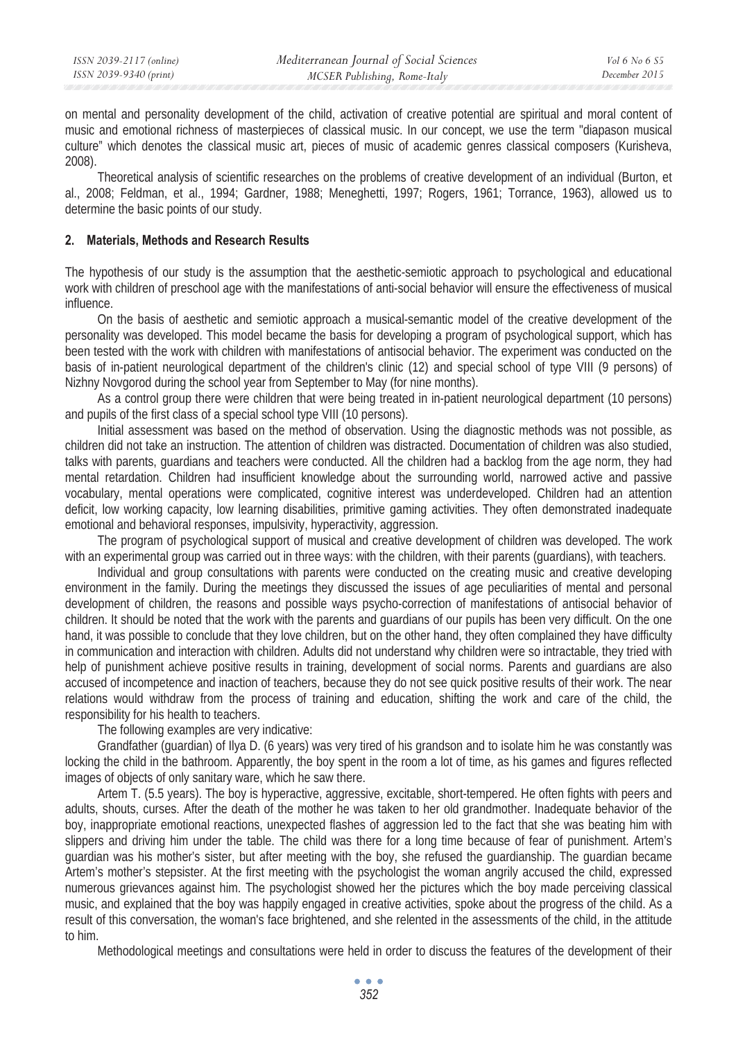on mental and personality development of the child, activation of creative potential are spiritual and moral content of music and emotional richness of masterpieces of classical music. In our concept, we use the term "diapason musical culture" which denotes the classical music art, pieces of music of academic genres classical composers (Kurisheva, 2008).

Theoretical analysis of scientific researches on the problems of creative development of an individual (Burton, et al., 2008; Feldman, et al., 1994; Gardner, 1988; Meneghetti, 1997; Rogers, 1961; Torrance, 1963), allowed us to determine the basic points of our study.

## 2. Materials, Methods and Research Results

The hypothesis of our study is the assumption that the aesthetic-semiotic approach to psychological and educational work with children of preschool age with the manifestations of anti-social behavior will ensure the effectiveness of musical influence.

On the basis of aesthetic and semiotic approach a musical-semantic model of the creative development of the personality was developed. This model became the basis for developing a program of psychological support, which has been tested with the work with children with manifestations of antisocial behavior. The experiment was conducted on the basis of in-patient neurological department of the children's clinic (12) and special school of type VIII (9 persons) of Nizhny Novgorod during the school year from September to May (for nine months).

As a control group there were children that were being treated in in-patient neurological department (10 persons) and pupils of the first class of a special school type VIII (10 persons).

Initial assessment was based on the method of observation. Using the diagnostic methods was not possible, as children did not take an instruction. The attention of children was distracted. Documentation of children was also studied, talks with parents, guardians and teachers were conducted. All the children had a backlog from the age norm, they had mental retardation. Children had insufficient knowledge about the surrounding world, narrowed active and passive vocabulary, mental operations were complicated, cognitive interest was underdeveloped. Children had an attention deficit, low working capacity, low learning disabilities, primitive gaming activities. They often demonstrated inadequate emotional and behavioral responses, impulsivity, hyperactivity, aggression.

The program of psychological support of musical and creative development of children was developed. The work with an experimental group was carried out in three ways: with the children, with their parents (guardians), with teachers.

Individual and group consultations with parents were conducted on the creating music and creative developing environment in the family. During the meetings they discussed the issues of age peculiarities of mental and personal development of children, the reasons and possible ways psycho-correction of manifestations of antisocial behavior of children. It should be noted that the work with the parents and guardians of our pupils has been very difficult. On the one hand, it was possible to conclude that they love children, but on the other hand, they often complained they have difficulty in communication and interaction with children. Adults did not understand why children were so intractable, they tried with help of punishment achieve positive results in training, development of social norms. Parents and guardians are also accused of incompetence and inaction of teachers, because they do not see quick positive results of their work. The near relations would withdraw from the process of training and education, shifting the work and care of the child, the responsibility for his health to teachers.

The following examples are very indicative:

Grandfather (guardian) of Ilya D. (6 years) was very tired of his grandson and to isolate him he was constantly was locking the child in the bathroom. Apparently, the boy spent in the room a lot of time, as his games and figures reflected images of objects of only sanitary ware, which he saw there.

Artem T. (5.5 years). The boy is hyperactive, aggressive, excitable, short-tempered. He often fights with peers and adults, shouts, curses. After the death of the mother he was taken to her old grandmother. Inadequate behavior of the boy, inappropriate emotional reactions, unexpected flashes of aggression led to the fact that she was beating him with slippers and driving him under the table. The child was there for a long time because of fear of punishment. Artem's guardian was his mother's sister, but after meeting with the boy, she refused the guardianship. The guardian became Artem's mother's stepsister. At the first meeting with the psychologist the woman angrily accused the child, expressed numerous grievances against him. The psychologist showed her the pictures which the boy made perceiving classical music, and explained that the boy was happily engaged in creative activities, spoke about the progress of the child. As a result of this conversation, the woman's face brightened, and she relented in the assessments of the child, in the attitude to him.

Methodological meetings and consultations were held in order to discuss the features of the development of their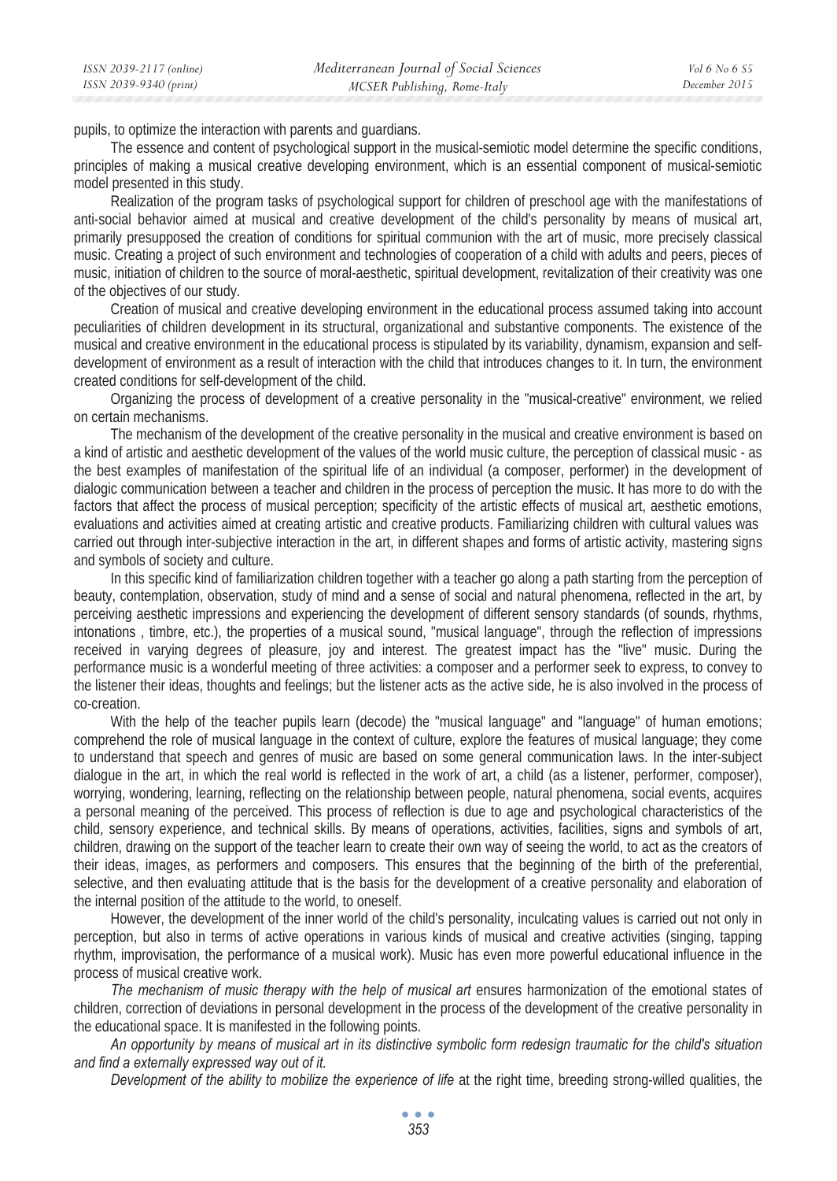pupils, to optimize the interaction with parents and guardians.

The essence and content of psychological support in the musical-semiotic model determine the specific conditions, principles of making a musical creative developing environment, which is an essential component of musical-semiotic model presented in this study.

Realization of the program tasks of psychological support for children of preschool age with the manifestations of anti-social behavior aimed at musical and creative development of the child's personality by means of musical art, primarily presupposed the creation of conditions for spiritual communion with the art of music, more precisely classical music. Creating a project of such environment and technologies of cooperation of a child with adults and peers, pieces of music, initiation of children to the source of moral-aesthetic, spiritual development, revitalization of their creativity was one of the objectives of our study.

Creation of musical and creative developing environment in the educational process assumed taking into account peculiarities of children development in its structural, organizational and substantive components. The existence of the musical and creative environment in the educational process is stipulated by its variability, dynamism, expansion and self-development of environment as a result of interaction with the child that introduces changes to it. In turn, the environment created conditions for self-development of the child.

Organizing the process of development of a creative personality in the "musical-creative" environment, we relied on certain mechanisms.

The mechanism of the development of the creative personality in the musical and creative environment is based on a kind of artistic and aesthetic development of the values of the world music culture, the perception of classical music - as the best examples of manifestation of the spiritual life of an individual (a composer, performer) in the development of dialogic communication between a teacher and children in the process of perception the music. It has more to do with the factors that affect the process of musical perception; specificity of the artistic effects of musical art, aesthetic emotions, evaluations and activities aimed at creating artistic and creative products. Familiarizing children with cultural values was carried out through inter-subjective interaction in the art, in different shapes and forms of artistic activity, mastering signs and symbols of society and culture.

In this specific kind of familiarization children together with a teacher go along a path starting from the perception of beauty, contemplation, observation, study of mind and a sense of social and natural phenomena, reflected in the art, by perceiving aesthetic impressions and experiencing the development of different sensory standards (of sounds, rhythms, intonations , timbre, etc.), the properties of a musical sound, "musical language", through the reflection of impressions received in varying degrees of pleasure, joy and interest. The greatest impact has the "live" music. During the performance music is a wonderful meeting of three activities: a composer and a performer seek to express, to convey to the listener their ideas, thoughts and feelings; but the listener acts as the active side, he is also involved in the process of co-creation.

With the help of the teacher pupils learn (decode) the "musical language" and "language" of human emotions; comprehend the role of musical language in the context of culture, explore the features of musical language; they come to understand that speech and genres of music are based on some general communication laws. In the inter-subject dialogue in the art, in which the real world is reflected in the work of art, a child (as a listener, performer, composer), worrying, wondering, learning, reflecting on the relationship between people, natural phenomena, social events, acquires a personal meaning of the perceived. This process of reflection is due to age and psychological characteristics of the child, sensory experience, and technical skills. By means of operations, activities, facilities, signs and symbols of art, children, drawing on the support of the teacher learn to create their own way of seeing the world, to act as the creators of their ideas, images, as performers and composers. This ensures that the beginning of the birth of the preferential, selective, and then evaluating attitude that is the basis for the development of a creative personality and elaboration of the internal position of the attitude to the world, to oneself.

However, the development of the inner world of the child's personality, inculcating values is carried out not only in perception, but also in terms of active operations in various kinds of musical and creative activities (singing, tapping rhythm, improvisation, the performance of a musical work). Music has even more powerful educational influence in the process of musical creative work.

*The mechanism of music therapy with the help of musical art* ensures harmonization of the emotional states of children, correction of deviations in personal development in the process of the development of the creative personality in the educational space. It is manifested in the following points.

*An opportunity by means of musical art in its distinctive symbolic form redesign traumatic for the child's situation and find a externally expressed way out of it.*

*Development of the ability to mobilize the experience of life* at the right time, breeding strong-willed qualities, the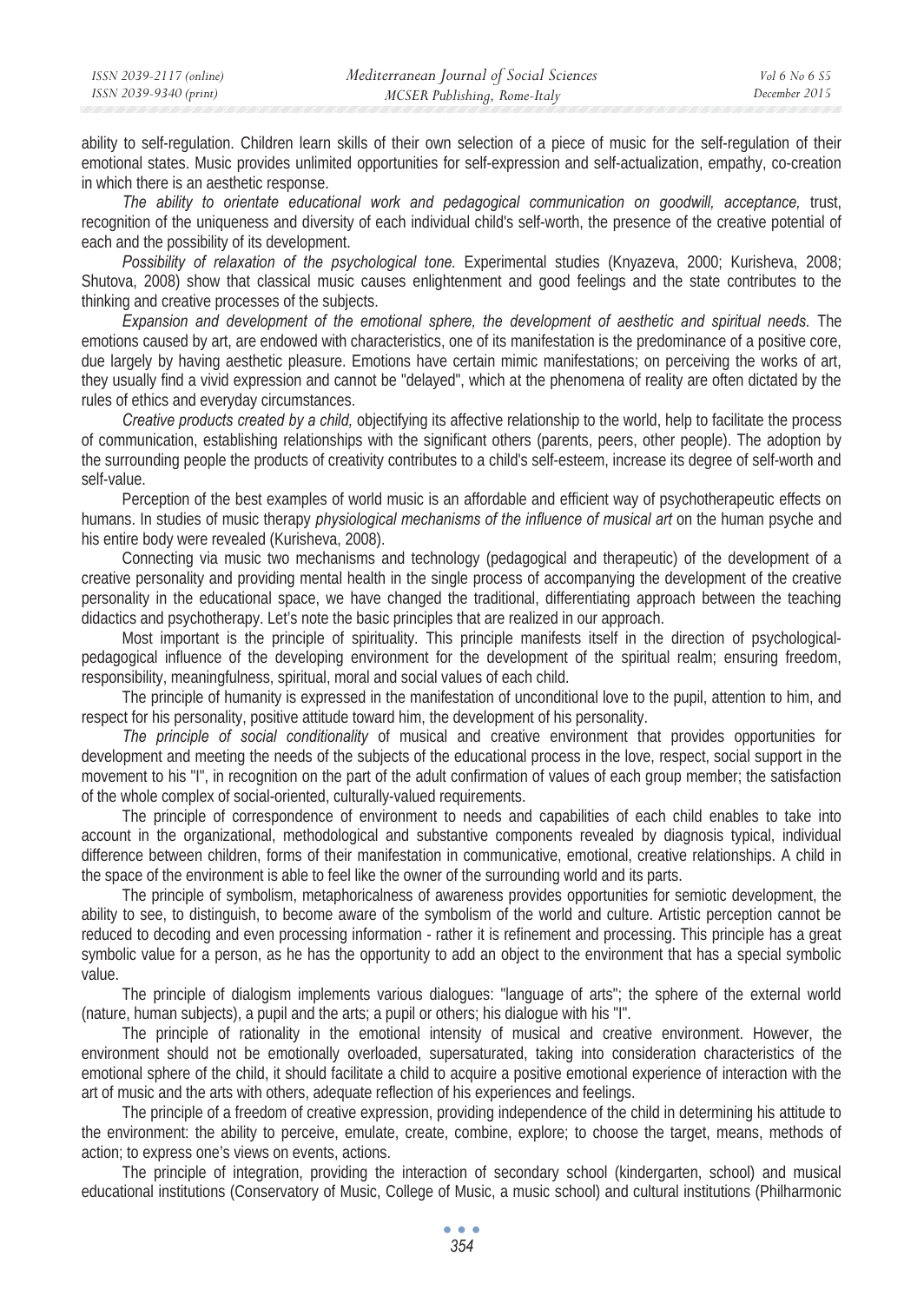ability to self-regulation. Children learn skills of their own selection of a piece of music for the self-regulation of their emotional states. Music provides unlimited opportunities for self-expression and self-actualization, empathy, co-creation in which there is an aesthetic response.

*The ability to orientate educational work and pedagogical communication on goodwill, acceptance,* trust, recognition of the uniqueness and diversity of each individual child's self-worth, the presence of the creative potential of each and the possibility of its development.

*Possibility of relaxation of the psychological tone.* Experimental studies (Knyazeva, 2000; Kurisheva, 2008; Shutova, 2008) show that classical music causes enlightenment and good feelings and the state contributes to the thinking and creative processes of the subjects.

*Expansion and development of the emotional sphere, the development of aesthetic and spiritual needs.* The emotions caused by art, are endowed with characteristics, one of its manifestation is the predominance of a positive core, due largely by having aesthetic pleasure. Emotions have certain mimic manifestations; on perceiving the works of art, they usually find a vivid expression and cannot be "delayed", which at the phenomena of reality are often dictated by the rules of ethics and everyday circumstances.

*Creative products created by a child,* objectifying its affective relationship to the world, help to facilitate the process of communication, establishing relationships with the significant others (parents, peers, other people). The adoption by the surrounding people the products of creativity contributes to a child's self-esteem, increase its degree of self-worth and self-value.

Perception of the best examples of world music is an affordable and efficient way of psychotherapeutic effects on humans. In studies of music therapy *physiological mechanisms of the influence of musical art* on the human psyche and his entire body were revealed (Kurisheva, 2008).

Connecting via music two mechanisms and technology (pedagogical and therapeutic) of the development of a creative personality and providing mental health in the single process of accompanying the development of the creative personality in the educational space, we have changed the traditional, differentiating approach between the teaching didactics and psychotherapy. Let's note the basic principles that are realized in our approach.

Most important is the principle of spirituality. This principle manifests itself in the direction of psychological-pedagogical influence of the developing environment for the development of the spiritual realm; ensuring freedom, responsibility, meaningfulness, spiritual, moral and social values of each child.

The principle of humanity is expressed in the manifestation of unconditional love to the pupil, attention to him, and respect for his personality, positive attitude toward him, the development of his personality.

*The principle of social conditionality* of musical and creative environment that provides opportunities for development and meeting the needs of the subjects of the educational process in the love, respect, social support in the movement to his "I", in recognition on the part of the adult confirmation of values of each group member; the satisfaction of the whole complex of social-oriented, culturally-valued requirements.

The principle of correspondence of environment to needs and capabilities of each child enables to take into account in the organizational, methodological and substantive components revealed by diagnosis typical, individual difference between children, forms of their manifestation in communicative, emotional, creative relationships. A child in the space of the environment is able to feel like the owner of the surrounding world and its parts.

The principle of symbolism, metaphoricalness of awareness provides opportunities for semiotic development, the ability to see, to distinguish, to become aware of the symbolism of the world and culture. Artistic perception cannot be reduced to decoding and even processing information - rather it is refinement and processing. This principle has a great symbolic value for a person, as he has the opportunity to add an object to the environment that has a special symbolic value.

The principle of dialogism implements various dialogues: "language of arts"; the sphere of the external world (nature, human subjects), a pupil and the arts; a pupil or others; his dialogue with his "I".

The principle of rationality in the emotional intensity of musical and creative environment. However, the environment should not be emotionally overloaded, supersaturated, taking into consideration characteristics of the emotional sphere of the child, it should facilitate a child to acquire a positive emotional experience of interaction with the art of music and the arts with others, adequate reflection of his experiences and feelings.

The principle of a freedom of creative expression, providing independence of the child in determining his attitude to the environment: the ability to perceive, emulate, create, combine, explore; to choose the target, means, methods of action; to express one's views on events, actions.

The principle of integration, providing the interaction of secondary school (kindergarten, school) and musical educational institutions (Conservatory of Music, College of Music, a music school) and cultural institutions (Philharmonic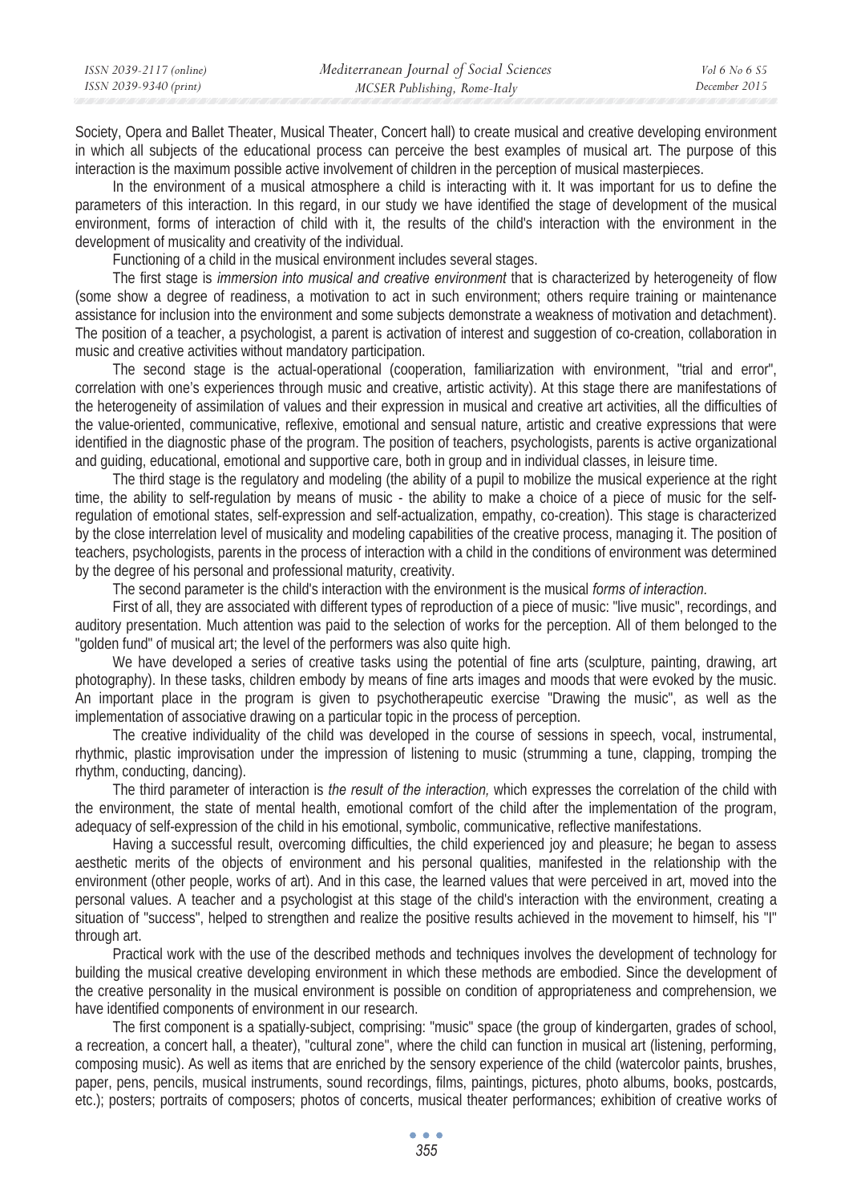Society, Opera and Ballet Theater, Musical Theater, Concert hall) to create musical and creative developing environment in which all subjects of the educational process can perceive the best examples of musical art. The purpose of this interaction is the maximum possible active involvement of children in the perception of musical masterpieces.

In the environment of a musical atmosphere a child is interacting with it. It was important for us to define the parameters of this interaction. In this regard, in our study we have identified the stage of development of the musical environment, forms of interaction of child with it, the results of the child's interaction with the environment in the development of musicality and creativity of the individual.

Functioning of a child in the musical environment includes several stages.

The first stage is *immersion into musical and creative environment* that is characterized by heterogeneity of flow (some show a degree of readiness, a motivation to act in such environment; others require training or maintenance assistance for inclusion into the environment and some subjects demonstrate a weakness of motivation and detachment). The position of a teacher, a psychologist, a parent is activation of interest and suggestion of co-creation, collaboration in music and creative activities without mandatory participation.

The second stage is the actual-operational (cooperation, familiarization with environment, "trial and error", correlation with one's experiences through music and creative, artistic activity). At this stage there are manifestations of the heterogeneity of assimilation of values and their expression in musical and creative art activities, all the difficulties of the value-oriented, communicative, reflexive, emotional and sensual nature, artistic and creative expressions that were identified in the diagnostic phase of the program. The position of teachers, psychologists, parents is active organizational and guiding, educational, emotional and supportive care, both in group and in individual classes, in leisure time.

The third stage is the regulatory and modeling (the ability of a pupil to mobilize the musical experience at the right time, the ability to self-regulation by means of music - the ability to make a choice of a piece of music for the self-regulation of emotional states, self-expression and self-actualization, empathy, co-creation). This stage is characterized by the close interrelation level of musicality and modeling capabilities of the creative process, managing it. The position of teachers, psychologists, parents in the process of interaction with a child in the conditions of environment was determined by the degree of his personal and professional maturity, creativity.

The second parameter is the child's interaction with the environment is the musical *forms of interaction.*

First of all, they are associated with different types of reproduction of a piece of music: "live music", recordings, and auditory presentation. Much attention was paid to the selection of works for the perception. All of them belonged to the "golden fund" of musical art; the level of the performers was also quite high.

We have developed a series of creative tasks using the potential of fine arts (sculpture, painting, drawing, art photography). In these tasks, children embody by means of fine arts images and moods that were evoked by the music. An important place in the program is given to psychotherapeutic exercise "Drawing the music", as well as the implementation of associative drawing on a particular topic in the process of perception.

The creative individuality of the child was developed in the course of sessions in speech, vocal, instrumental, rhythmic, plastic improvisation under the impression of listening to music (strumming a tune, clapping, tromping the rhythm, conducting, dancing).

The third parameter of interaction is *the result of the interaction,* which expresses the correlation of the child with the environment, the state of mental health, emotional comfort of the child after the implementation of the program, adequacy of self-expression of the child in his emotional, symbolic, communicative, reflective manifestations.

Having a successful result, overcoming difficulties, the child experienced joy and pleasure; he began to assess aesthetic merits of the objects of environment and his personal qualities, manifested in the relationship with the environment (other people, works of art). And in this case, the learned values that were perceived in art, moved into the personal values. A teacher and a psychologist at this stage of the child's interaction with the environment, creating a situation of "success", helped to strengthen and realize the positive results achieved in the movement to himself, his "I" through art.

Practical work with the use of the described methods and techniques involves the development of technology for building the musical creative developing environment in which these methods are embodied. Since the development of the creative personality in the musical environment is possible on condition of appropriateness and comprehension, we have identified components of environment in our research.

The first component is a spatially-subject, comprising: "music" space (the group of kindergarten, grades of school, a recreation, a concert hall, a theater), "cultural zone", where the child can function in musical art (listening, performing, composing music). As well as items that are enriched by the sensory experience of the child (watercolor paints, brushes, paper, pens, pencils, musical instruments, sound recordings, films, paintings, pictures, photo albums, books, postcards, etc.); posters; portraits of composers; photos of concerts, musical theater performances; exhibition of creative works of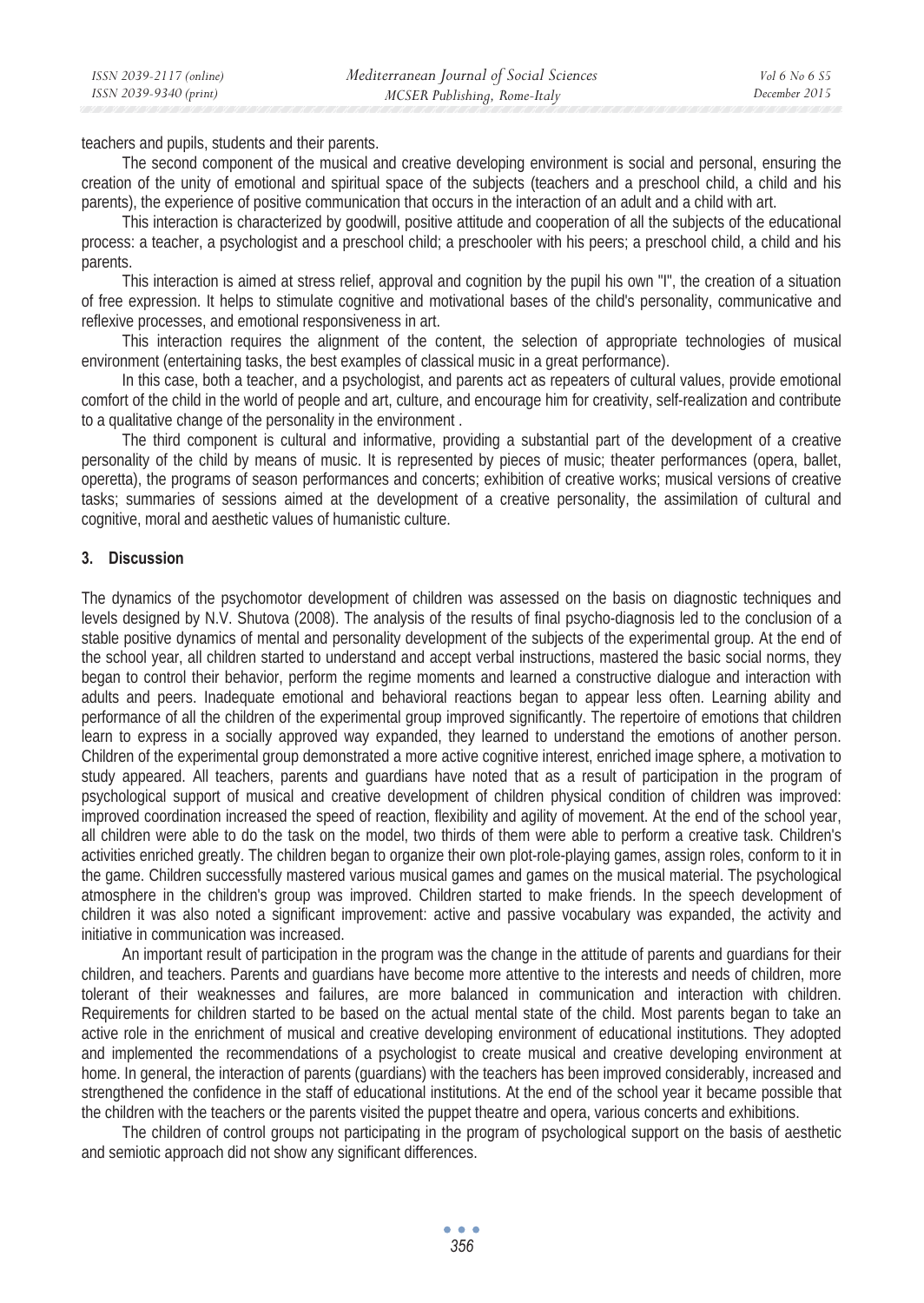teachers and pupils, students and their parents.

The second component of the musical and creative developing environment is social and personal, ensuring the creation of the unity of emotional and spiritual space of the subjects (teachers and a preschool child, a child and his parents), the experience of positive communication that occurs in the interaction of an adult and a child with art.

This interaction is characterized by goodwill, positive attitude and cooperation of all the subjects of the educational process: a teacher, a psychologist and a preschool child; a preschooler with his peers; a preschool child, a child and his parents.

This interaction is aimed at stress relief, approval and cognition by the pupil his own "I", the creation of a situation of free expression. It helps to stimulate cognitive and motivational bases of the child's personality, communicative and reflexive processes, and emotional responsiveness in art.

This interaction requires the alignment of the content, the selection of appropriate technologies of musical environment (entertaining tasks, the best examples of classical music in a great performance).

In this case, both a teacher, and a psychologist, and parents act as repeaters of cultural values, provide emotional comfort of the child in the world of people and art, culture, and encourage him for creativity, self-realization and contribute to a qualitative change of the personality in the environment .

The third component is cultural and informative, providing a substantial part of the development of a creative personality of the child by means of music. It is represented by pieces of music; theater performances (opera, ballet, operetta), the programs of season performances and concerts; exhibition of creative works; musical versions of creative tasks; summaries of sessions aimed at the development of a creative personality, the assimilation of cultural and cognitive, moral and aesthetic values of humanistic culture.

## 3. Discussion

The dynamics of the psychomotor development of children was assessed on the basis on diagnostic techniques and levels designed by N.V. Shutova (2008). The analysis of the results of final psycho-diagnosis led to the conclusion of a stable positive dynamics of mental and personality development of the subjects of the experimental group. At the end of the school year, all children started to understand and accept verbal instructions, mastered the basic social norms, they began to control their behavior, perform the regime moments and learned a constructive dialogue and interaction with adults and peers. Inadequate emotional and behavioral reactions began to appear less often. Learning ability and performance of all the children of the experimental group improved significantly. The repertoire of emotions that children learn to express in a socially approved way expanded, they learned to understand the emotions of another person. Children of the experimental group demonstrated a more active cognitive interest, enriched image sphere, a motivation to study appeared. All teachers, parents and guardians have noted that as a result of participation in the program of psychological support of musical and creative development of children physical condition of children was improved: improved coordination increased the speed of reaction, flexibility and agility of movement. At the end of the school year, all children were able to do the task on the model, two thirds of them were able to perform a creative task. Children's activities enriched greatly. The children began to organize their own plot-role-playing games, assign roles, conform to it in the game. Children successfully mastered various musical games and games on the musical material. The psychological atmosphere in the children's group was improved. Children started to make friends. In the speech development of children it was also noted a significant improvement: active and passive vocabulary was expanded, the activity and initiative in communication was increased.

An important result of participation in the program was the change in the attitude of parents and guardians for their children, and teachers. Parents and guardians have become more attentive to the interests and needs of children, more tolerant of their weaknesses and failures, are more balanced in communication and interaction with children. Requirements for children started to be based on the actual mental state of the child. Most parents began to take an active role in the enrichment of musical and creative developing environment of educational institutions. They adopted and implemented the recommendations of a psychologist to create musical and creative developing environment at home. In general, the interaction of parents (guardians) with the teachers has been improved considerably, increased and strengthened the confidence in the staff of educational institutions. At the end of the school year it became possible that the children with the teachers or the parents visited the puppet theatre and opera, various concerts and exhibitions.

The children of control groups not participating in the program of psychological support on the basis of aesthetic and semiotic approach did not show any significant differences.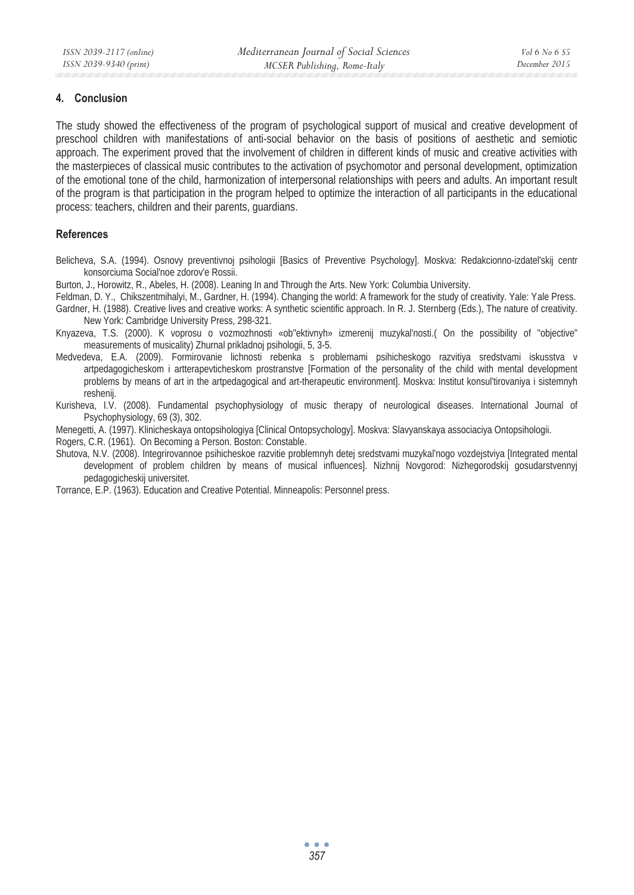## 4. Conclusion

The study showed the effectiveness of the program of psychological support of musical and creative development of preschool children with manifestations of anti-social behavior on the basis of positions of aesthetic and semiotic approach. The experiment proved that the involvement of children in different kinds of music and creative activities with the masterpieces of classical music contributes to the activation of psychomotor and personal development, optimization of the emotional tone of the child, harmonization of interpersonal relationships with peers and adults. An important result of the program is that participation in the program helped to optimize the interaction of all participants in the educational process: teachers, children and their parents, guardians.

## References

Belicheva, S.A. (1994). Osnovy preventivnoj psihologii [Basics of Preventive Psychology]. Moskva: Redakcionno-izdatel'skij centr konsorciuma Social'noe zdorov'e Rossii.

Burton, J., Horowitz, R., Abeles, H. (2008). Leaning In and Through the Arts. New York: Columbia University.

Feldman, D. Y., Chikszentmihalyi, M., Gardner, H. (1994). Changing the world: A framework for the study of creativity. Yale: Yale Press.

Gardner, H. (1988). Creative lives and creative works: A synthetic scientific approach. In R. J. Sternberg (Eds.), The nature of creativity. New York: Cambridge University Press, 298-321.

Knyazeva, T.S. (2000). K voprosu o vozmozhnosti «ob"ektivnyh» izmerenij muzykal'nosti.( On the possibility of "objective" measurements of musicality) Zhurnal prikladnoj psihologii, 5, 3-5.

Medvedeva, E.A. (2009). Formirovanie lichnosti rebenka s problemami psihicheskogo razvitiya sredstvami iskusstva v artpedagogicheskom i artterapevticheskom prostranstve [Formation of the personality of the child with mental development problems by means of art in the artpedagogical and art-therapeutic environment]. Moskva: Institut konsul'tirovaniya i sistemnyh reshenij.

Kurisheva, I.V. (2008). Fundamental psychophysiology of music therapy of neurological diseases. International Journal of Psychophysiology, 69 (3), 302.

Menegetti, A. (1997). Klinicheskaya ontopsihologiya [Clinical Ontopsychology]. Moskva: Slavyanskaya associaciya Ontopsihologii.

Rogers, C.R. (1961). On Becoming a Person. Boston: Constable.

Shutova, N.V. (2008). Integrirovannoe psihicheskoe razvitie problemnyh detej sredstvami muzykal'nogo vozdejstviya [Integrated mental development of problem children by means of musical influences]. Nizhnij Novgorod: Nizhegorodskij gosudarstvennyj pedagogicheskij universitet.

Torrance, E.P. (1963). Education and Creative Potential. Minneapolis: Personnel press.